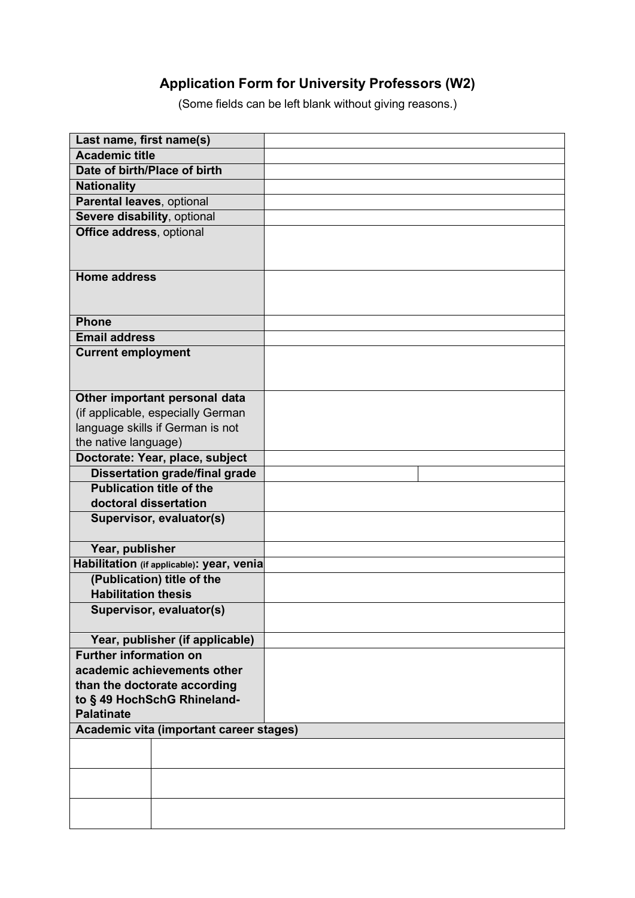# Application Form for University Professors (W2)

(Some fields can be left blank without giving reasons.)

| | | |
|---|---|---|
| **Last name, first name(s)** | | |
| **Academic title** | | |
| **Date of birth/Place of birth** | | |
| **Nationality** | | |
| **Parental leaves**, optional | | |
| **Severe disability**, optional | | |
| **Office address**, optional | | |
| **Home address** | | |
| **Phone** | | |
| **Email address** | | |
| **Current employment** | | |
| **Other important personal data** (if applicable, especially German language skills if German is not the native language) | | |
| **Doctorate: Year, place, subject** | | |
| **Dissertation grade/final grade** | | |
| **Publication title of the doctoral dissertation** | | |
| **Supervisor, evaluator(s)** | | |
| **Year, publisher** | | |
| **Habilitation (if applicable): year, venia** | | |
| **(Publication) title of the Habilitation thesis** | | |
| **Supervisor, evaluator(s)** | | |
| **Year, publisher (if applicable)** | | |
| **Further information on academic achievements other than the doctorate according to § 49 HochSchG Rhineland-Palatinate** | | |

| **Academic vita (important career stages)** | |
|---|---|
| | |
| | |
| | |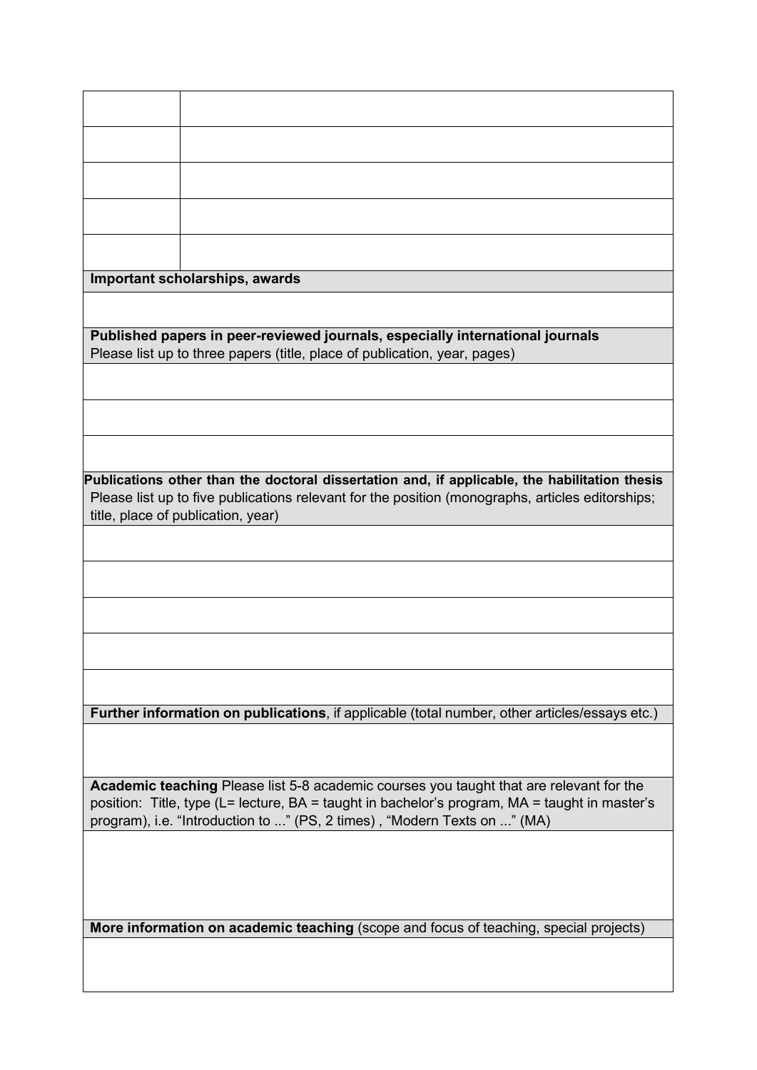| | |
|---|---|
| | |
| | |
| | |
| | |
| | |

| |
|---|
| **Important scholarships, awards** |
| |
| **Published papers in peer-reviewed journals, especially international journals**<br>Please list up to three papers (title, place of publication, year, pages) |
| |
| |
| |
| **Publications other than the doctoral dissertation and, if applicable, the habilitation thesis**<br>Please list up to five publications relevant for the position (monographs, articles editorships; title, place of publication, year) |
| |
| |
| |
| |
| |
| **Further information on publications**, if applicable (total number, other articles/essays etc.) |
| |
| **Academic teaching** Please list 5-8 academic courses you taught that are relevant for the position: Title, type (L= lecture, BA = taught in bachelor's program, MA = taught in master's program), i.e. "Introduction to ..." (PS, 2 times) , "Modern Texts on ..." (MA) |
| |
| **More information on academic teaching** (scope and focus of teaching, special projects) |
| |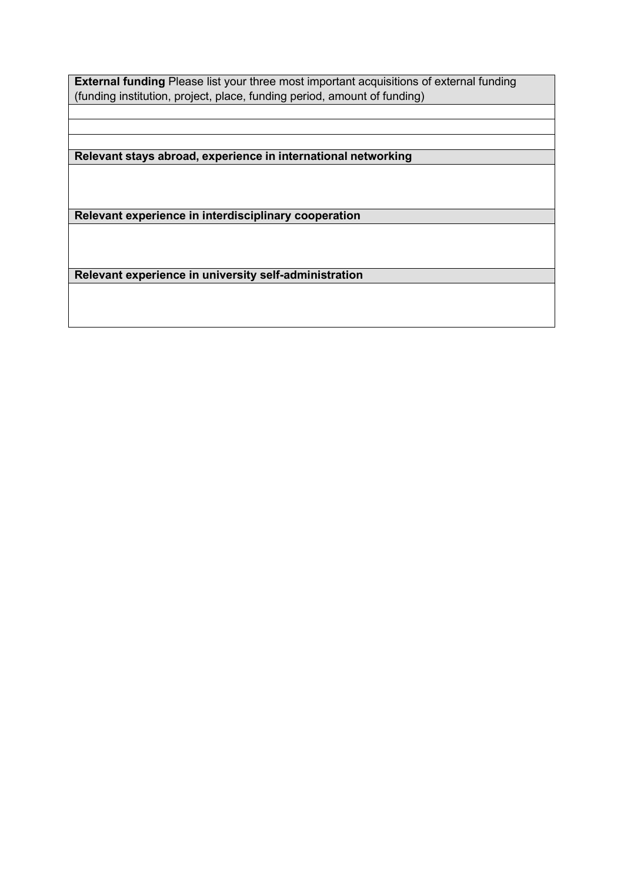| **External funding** Please list your three most important acquisitions of external funding (funding institution, project, place, funding period, amount of funding) |
| --- |
| |
| |
| |
| **Relevant stays abroad, experience in international networking** |
| |
| **Relevant experience in interdisciplinary cooperation** |
| |
| **Relevant experience in university self-administration** |
| |